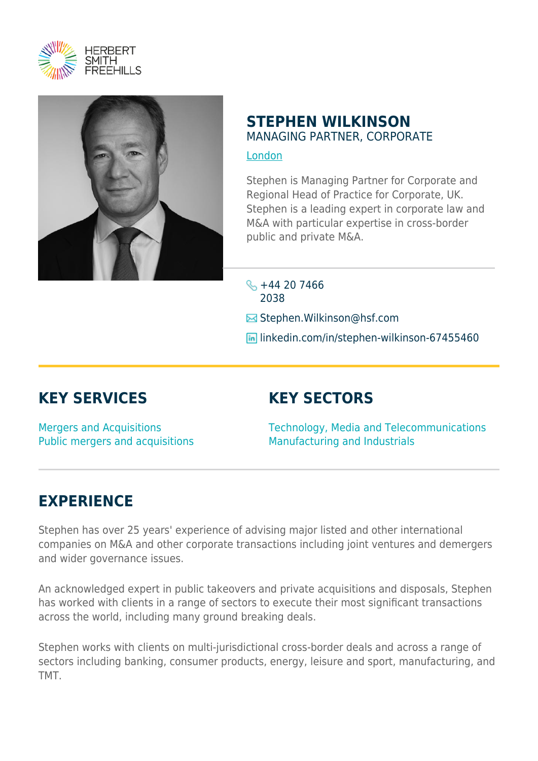HERBERT SMITH FREEHILLS

# STEPHEN WILKINSON

MANAGING PARTNER, CORPORATE

London

Stephen is Managing Partner for Corporate and Regional Head of Practice for Corporate, UK. Stephen is a leading expert in corporate law and M&A with particular expertise in cross-border public and private M&A.

+44 20 7466 2038

Stephen.Wilkinson@hsf.com

linkedin.com/in/stephen-wilkinson-67455460

## KEY SERVICES

Mergers and Acquisitions
Public mergers and acquisitions

## KEY SECTORS

Technology, Media and Telecommunications
Manufacturing and Industrials

## EXPERIENCE

Stephen has over 25 years' experience of advising major listed and other international companies on M&A and other corporate transactions including joint ventures and demergers and wider governance issues.

An acknowledged expert in public takeovers and private acquisitions and disposals, Stephen has worked with clients in a range of sectors to execute their most significant transactions across the world, including many ground breaking deals.

Stephen works with clients on multi-jurisdictional cross-border deals and across a range of sectors including banking, consumer products, energy, leisure and sport, manufacturing, and TMT.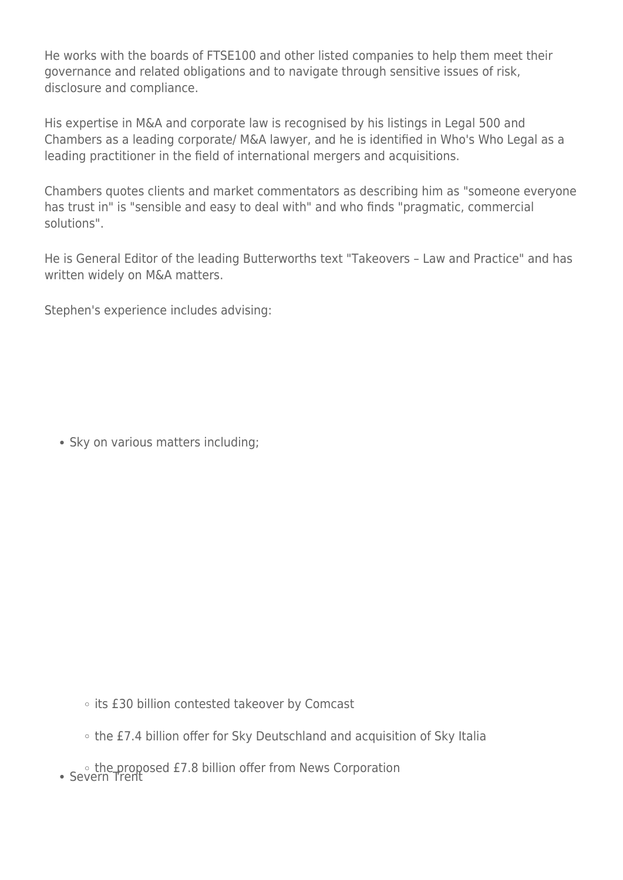He works with the boards of FTSE100 and other listed companies to help them meet their governance and related obligations and to navigate through sensitive issues of risk, disclosure and compliance.

His expertise in M&A and corporate law is recognised by his listings in Legal 500 and Chambers as a leading corporate/ M&A lawyer, and he is identified in Who's Who Legal as a leading practitioner in the field of international mergers and acquisitions.

Chambers quotes clients and market commentators as describing him as "someone everyone has trust in" is "sensible and easy to deal with" and who finds "pragmatic, commercial solutions".

He is General Editor of the leading Butterworths text "Takeovers – Law and Practice" and has written widely on M&A matters.

Stephen's experience includes advising:

- Sky on various matters including;
  - its £30 billion contested takeover by Comcast
  - the £7.4 billion offer for Sky Deutschland and acquisition of Sky Italia
  - the proposed £7.8 billion offer from News Corporation
- Severn Trent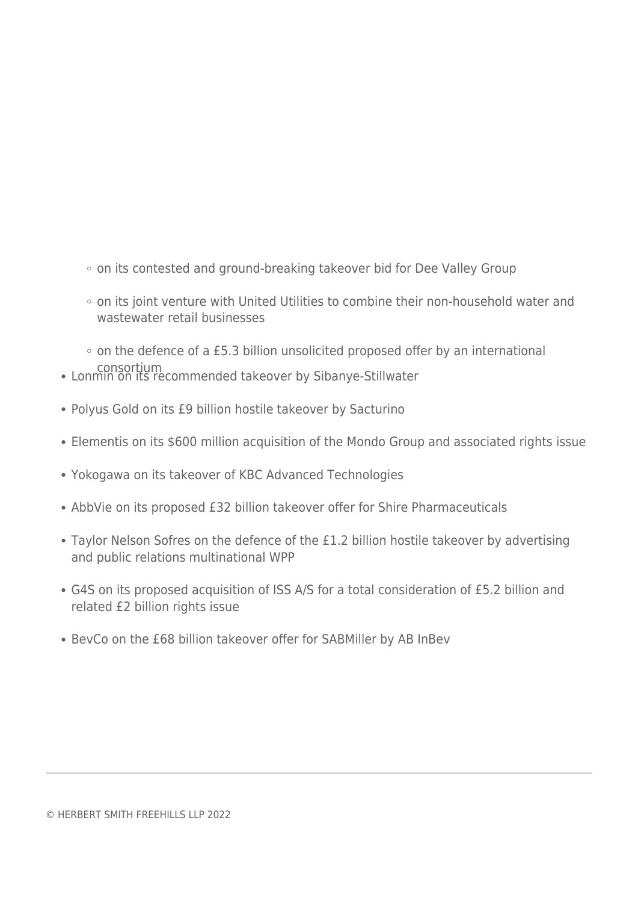- on its contested and ground-breaking takeover bid for Dee Valley Group
    - on its joint venture with United Utilities to combine their non-household water and wastewater retail businesses
    - on the defence of a £5.3 billion unsolicited proposed offer by an international consortium
- Lonmin on its recommended takeover by Sibanye-Stillwater
- Polyus Gold on its £9 billion hostile takeover by Sacturino
- Elementis on its $600 million acquisition of the Mondo Group and associated rights issue
- Yokogawa on its takeover of KBC Advanced Technologies
- AbbVie on its proposed £32 billion takeover offer for Shire Pharmaceuticals
- Taylor Nelson Sofres on the defence of the £1.2 billion hostile takeover by advertising and public relations multinational WPP
- G4S on its proposed acquisition of ISS A/S for a total consideration of £5.2 billion and related £2 billion rights issue
- BevCo on the £68 billion takeover offer for SABMiller by AB InBev

© HERBERT SMITH FREEHILLS LLP 2022